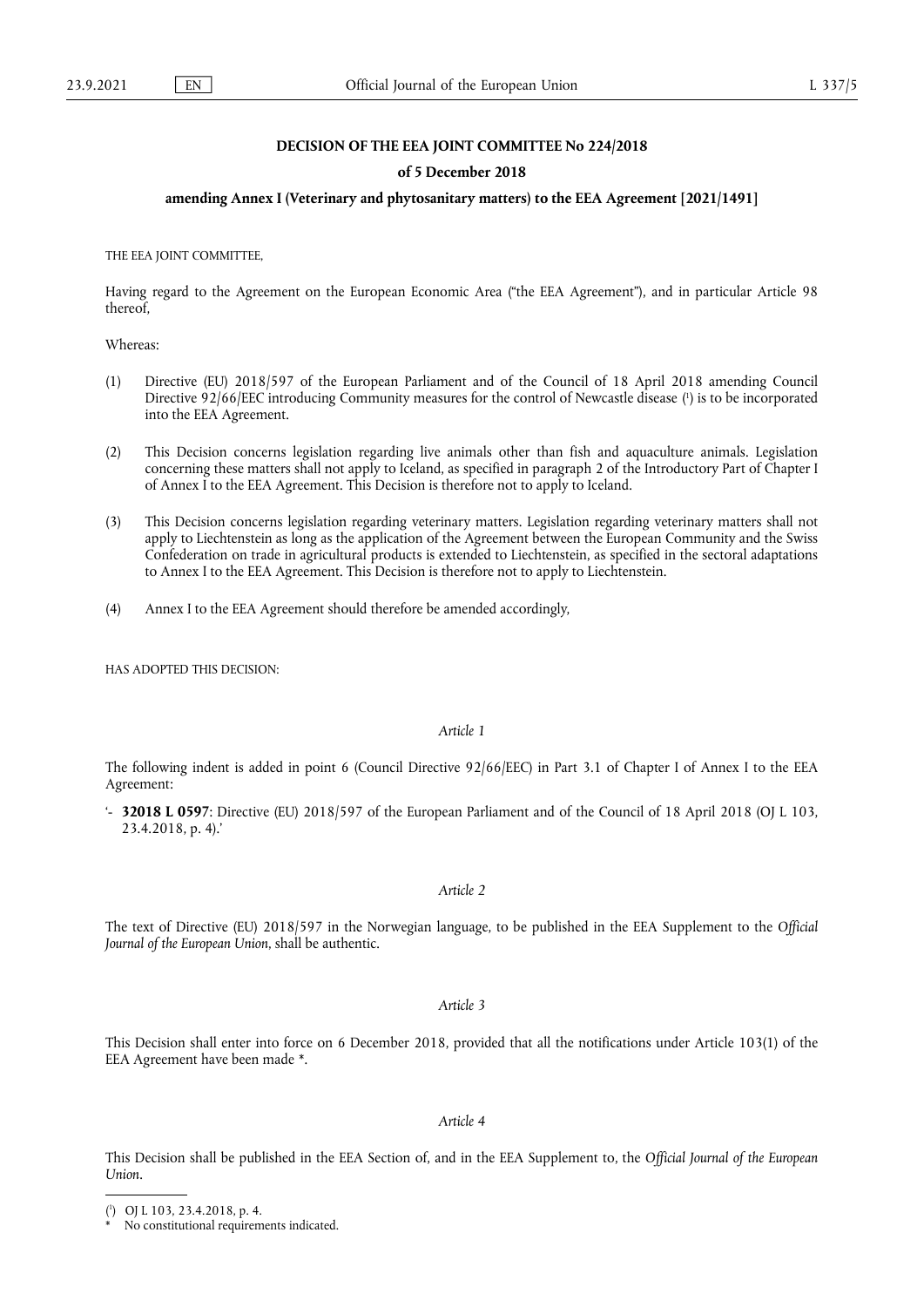**DECISION OF THE EEA JOINT COMMITTEE No 224/2018**

**of 5 December 2018**

**amending Annex I (Veterinary and phytosanitary matters) to the EEA Agreement [2021/1491]**

THE EEA JOINT COMMITTEE,

Having regard to the Agreement on the European Economic Area ("the EEA Agreement"), and in particular Article 98 thereof,

Whereas:

(1) Directive (EU) 2018/597 of the European Parliament and of the Council of 18 April 2018 amending Council Directive 92/66/EEC introducing Community measures for the control of Newcastle disease [1] is to be incorporated into the EEA Agreement.

(2) This Decision concerns legislation regarding live animals other than fish and aquaculture animals. Legislation concerning these matters shall not apply to Iceland, as specified in paragraph 2 of the Introductory Part of Chapter I of Annex I to the EEA Agreement. This Decision is therefore not to apply to Iceland.

(3) This Decision concerns legislation regarding veterinary matters. Legislation regarding veterinary matters shall not apply to Liechtenstein as long as the application of the Agreement between the European Community and the Swiss Confederation on trade in agricultural products is extended to Liechtenstein, as specified in the sectoral adaptations to Annex I to the EEA Agreement. This Decision is therefore not to apply to Liechtenstein.

(4) Annex I to the EEA Agreement should therefore be amended accordingly,

HAS ADOPTED THIS DECISION:

*Article 1*

The following indent is added in point 6 (Council Directive 92/66/EEC) in Part 3.1 of Chapter I of Annex I to the EEA Agreement:

'- **32018 L 0597**: Directive (EU) 2018/597 of the European Parliament and of the Council of 18 April 2018 (OJ L 103, 23.4.2018, p. 4).'

*Article 2*

The text of Directive (EU) 2018/597 in the Norwegian language, to be published in the EEA Supplement to the *Official Journal of the European Union*, shall be authentic.

*Article 3*

This Decision shall enter into force on 6 December 2018, provided that all the notifications under Article 103(1) of the EEA Agreement have been made *.

*Article 4*

This Decision shall be published in the EEA Section of, and in the EEA Supplement to, the *Official Journal of the European Union*.

---

[1] OJ L 103, 23.4.2018, p. 4.

\* No constitutional requirements indicated.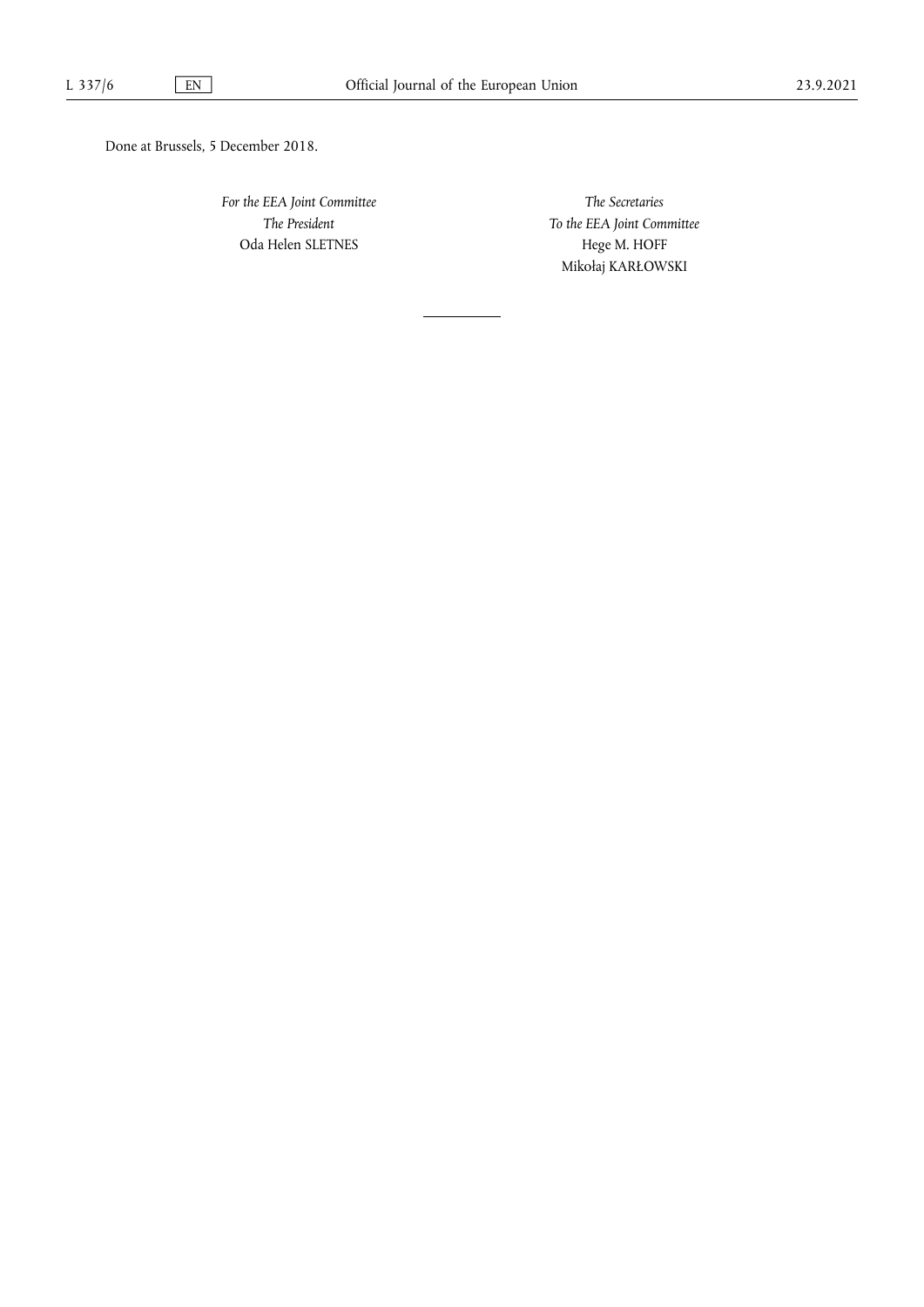Done at Brussels, 5 December 2018.

*For the EEA Joint Committee*

*The President*

Oda Helen SLETNES

*The Secretaries*

*To the EEA Joint Committee*

Hege M. HOFF

Mikołaj KARŁOWSKI